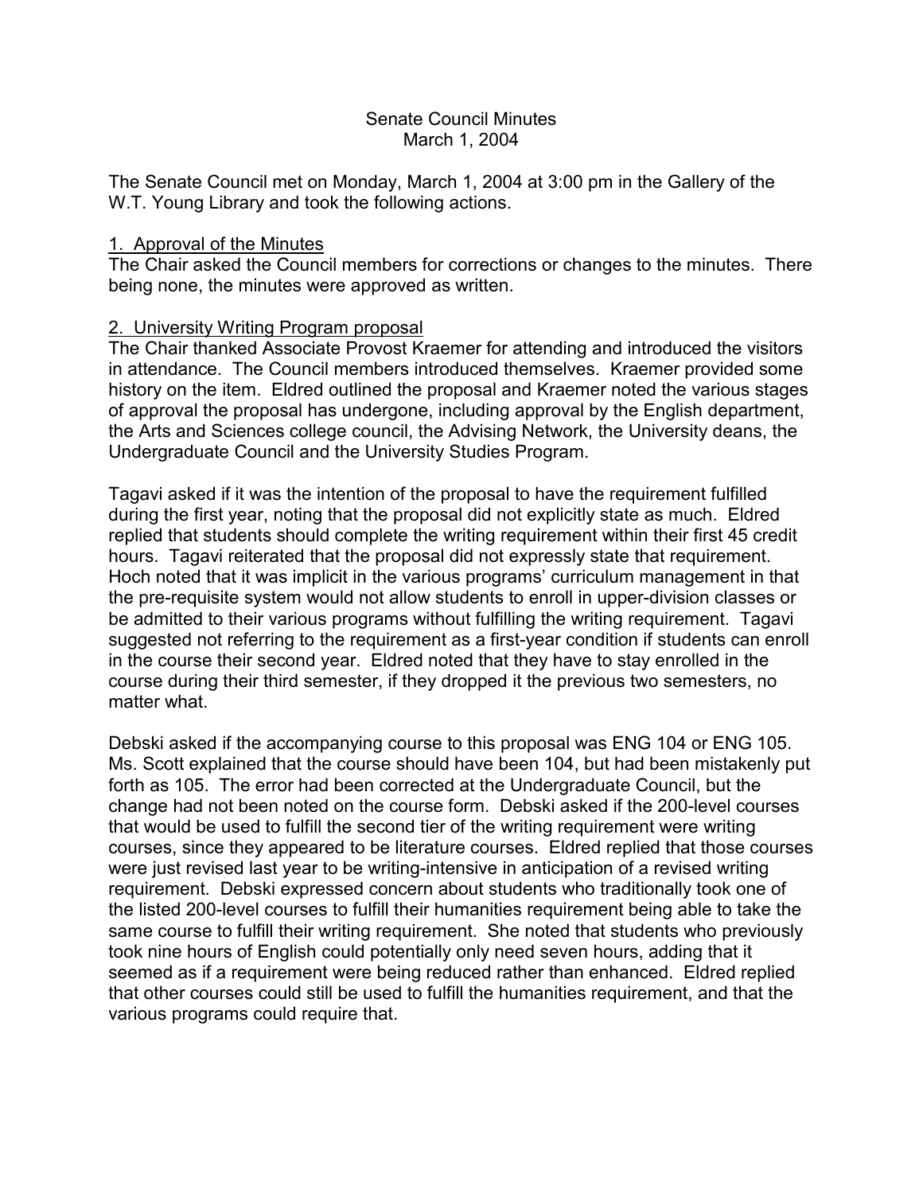# Senate Council Minutes
## March 1, 2004

The Senate Council met on Monday, March 1, 2004 at 3:00 pm in the Gallery of the W.T. Young Library and took the following actions.

1. Approval of the Minutes

The Chair asked the Council members for corrections or changes to the minutes. There being none, the minutes were approved as written.

2. University Writing Program proposal

The Chair thanked Associate Provost Kraemer for attending and introduced the visitors in attendance. The Council members introduced themselves. Kraemer provided some history on the item. Eldred outlined the proposal and Kraemer noted the various stages of approval the proposal has undergone, including approval by the English department, the Arts and Sciences college council, the Advising Network, the University deans, the Undergraduate Council and the University Studies Program.

Tagavi asked if it was the intention of the proposal to have the requirement fulfilled during the first year, noting that the proposal did not explicitly state as much. Eldred replied that students should complete the writing requirement within their first 45 credit hours. Tagavi reiterated that the proposal did not expressly state that requirement. Hoch noted that it was implicit in the various programs' curriculum management in that the pre-requisite system would not allow students to enroll in upper-division classes or be admitted to their various programs without fulfilling the writing requirement. Tagavi suggested not referring to the requirement as a first-year condition if students can enroll in the course their second year. Eldred noted that they have to stay enrolled in the course during their third semester, if they dropped it the previous two semesters, no matter what.

Debski asked if the accompanying course to this proposal was ENG 104 or ENG 105. Ms. Scott explained that the course should have been 104, but had been mistakenly put forth as 105. The error had been corrected at the Undergraduate Council, but the change had not been noted on the course form. Debski asked if the 200-level courses that would be used to fulfill the second tier of the writing requirement were writing courses, since they appeared to be literature courses. Eldred replied that those courses were just revised last year to be writing-intensive in anticipation of a revised writing requirement. Debski expressed concern about students who traditionally took one of the listed 200-level courses to fulfill their humanities requirement being able to take the same course to fulfill their writing requirement. She noted that students who previously took nine hours of English could potentially only need seven hours, adding that it seemed as if a requirement were being reduced rather than enhanced. Eldred replied that other courses could still be used to fulfill the humanities requirement, and that the various programs could require that.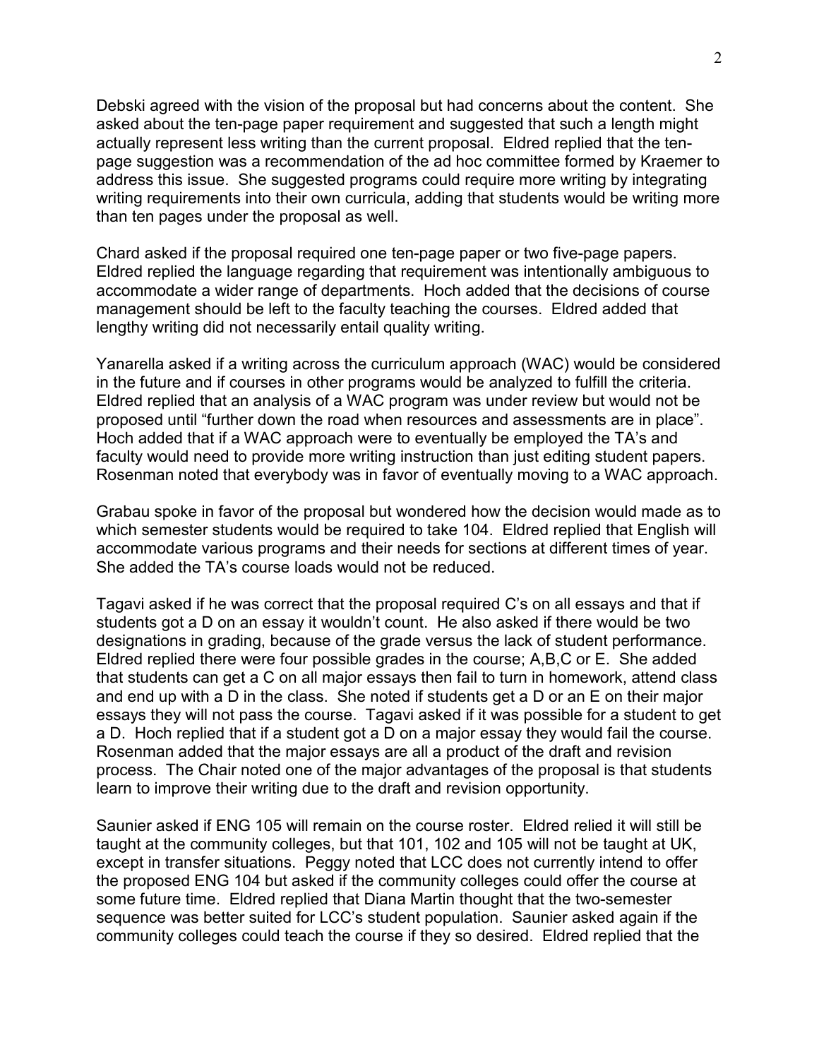Debski agreed with the vision of the proposal but had concerns about the content. She asked about the ten-page paper requirement and suggested that such a length might actually represent less writing than the current proposal. Eldred replied that the ten-page suggestion was a recommendation of the ad hoc committee formed by Kraemer to address this issue. She suggested programs could require more writing by integrating writing requirements into their own curricula, adding that students would be writing more than ten pages under the proposal as well.

Chard asked if the proposal required one ten-page paper or two five-page papers. Eldred replied the language regarding that requirement was intentionally ambiguous to accommodate a wider range of departments. Hoch added that the decisions of course management should be left to the faculty teaching the courses. Eldred added that lengthy writing did not necessarily entail quality writing.

Yanarella asked if a writing across the curriculum approach (WAC) would be considered in the future and if courses in other programs would be analyzed to fulfill the criteria. Eldred replied that an analysis of a WAC program was under review but would not be proposed until "further down the road when resources and assessments are in place". Hoch added that if a WAC approach were to eventually be employed the TA's and faculty would need to provide more writing instruction than just editing student papers. Rosenman noted that everybody was in favor of eventually moving to a WAC approach.

Grabau spoke in favor of the proposal but wondered how the decision would made as to which semester students would be required to take 104. Eldred replied that English will accommodate various programs and their needs for sections at different times of year. She added the TA's course loads would not be reduced.

Tagavi asked if he was correct that the proposal required C's on all essays and that if students got a D on an essay it wouldn't count. He also asked if there would be two designations in grading, because of the grade versus the lack of student performance. Eldred replied there were four possible grades in the course; A,B,C or E. She added that students can get a C on all major essays then fail to turn in homework, attend class and end up with a D in the class. She noted if students get a D or an E on their major essays they will not pass the course. Tagavi asked if it was possible for a student to get a D. Hoch replied that if a student got a D on a major essay they would fail the course. Rosenman added that the major essays are all a product of the draft and revision process. The Chair noted one of the major advantages of the proposal is that students learn to improve their writing due to the draft and revision opportunity.

Saunier asked if ENG 105 will remain on the course roster. Eldred relied it will still be taught at the community colleges, but that 101, 102 and 105 will not be taught at UK, except in transfer situations. Peggy noted that LCC does not currently intend to offer the proposed ENG 104 but asked if the community colleges could offer the course at some future time. Eldred replied that Diana Martin thought that the two-semester sequence was better suited for LCC's student population. Saunier asked again if the community colleges could teach the course if they so desired. Eldred replied that the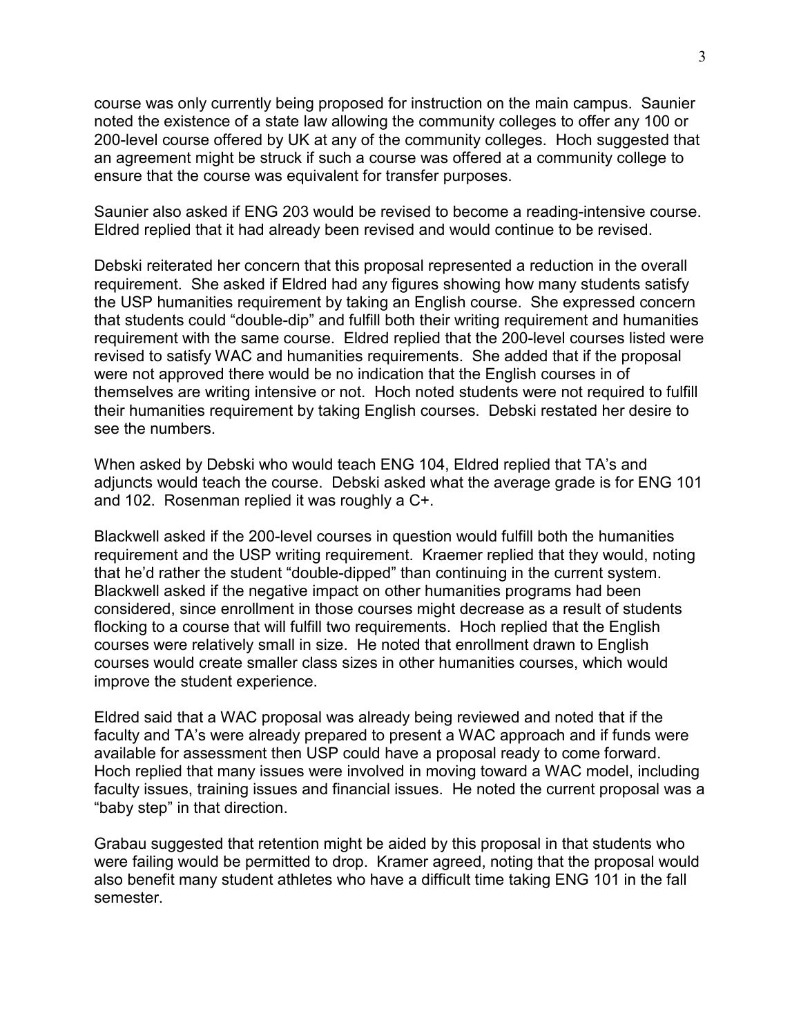course was only currently being proposed for instruction on the main campus. Saunier noted the existence of a state law allowing the community colleges to offer any 100 or 200-level course offered by UK at any of the community colleges. Hoch suggested that an agreement might be struck if such a course was offered at a community college to ensure that the course was equivalent for transfer purposes.

Saunier also asked if ENG 203 would be revised to become a reading-intensive course. Eldred replied that it had already been revised and would continue to be revised.

Debski reiterated her concern that this proposal represented a reduction in the overall requirement. She asked if Eldred had any figures showing how many students satisfy the USP humanities requirement by taking an English course. She expressed concern that students could "double-dip" and fulfill both their writing requirement and humanities requirement with the same course. Eldred replied that the 200-level courses listed were revised to satisfy WAC and humanities requirements. She added that if the proposal were not approved there would be no indication that the English courses in of themselves are writing intensive or not. Hoch noted students were not required to fulfill their humanities requirement by taking English courses. Debski restated her desire to see the numbers.

When asked by Debski who would teach ENG 104, Eldred replied that TA's and adjuncts would teach the course. Debski asked what the average grade is for ENG 101 and 102. Rosenman replied it was roughly a C+.

Blackwell asked if the 200-level courses in question would fulfill both the humanities requirement and the USP writing requirement. Kraemer replied that they would, noting that he'd rather the student "double-dipped" than continuing in the current system. Blackwell asked if the negative impact on other humanities programs had been considered, since enrollment in those courses might decrease as a result of students flocking to a course that will fulfill two requirements. Hoch replied that the English courses were relatively small in size. He noted that enrollment drawn to English courses would create smaller class sizes in other humanities courses, which would improve the student experience.

Eldred said that a WAC proposal was already being reviewed and noted that if the faculty and TA's were already prepared to present a WAC approach and if funds were available for assessment then USP could have a proposal ready to come forward. Hoch replied that many issues were involved in moving toward a WAC model, including faculty issues, training issues and financial issues. He noted the current proposal was a "baby step" in that direction.

Grabau suggested that retention might be aided by this proposal in that students who were failing would be permitted to drop. Kramer agreed, noting that the proposal would also benefit many student athletes who have a difficult time taking ENG 101 in the fall semester.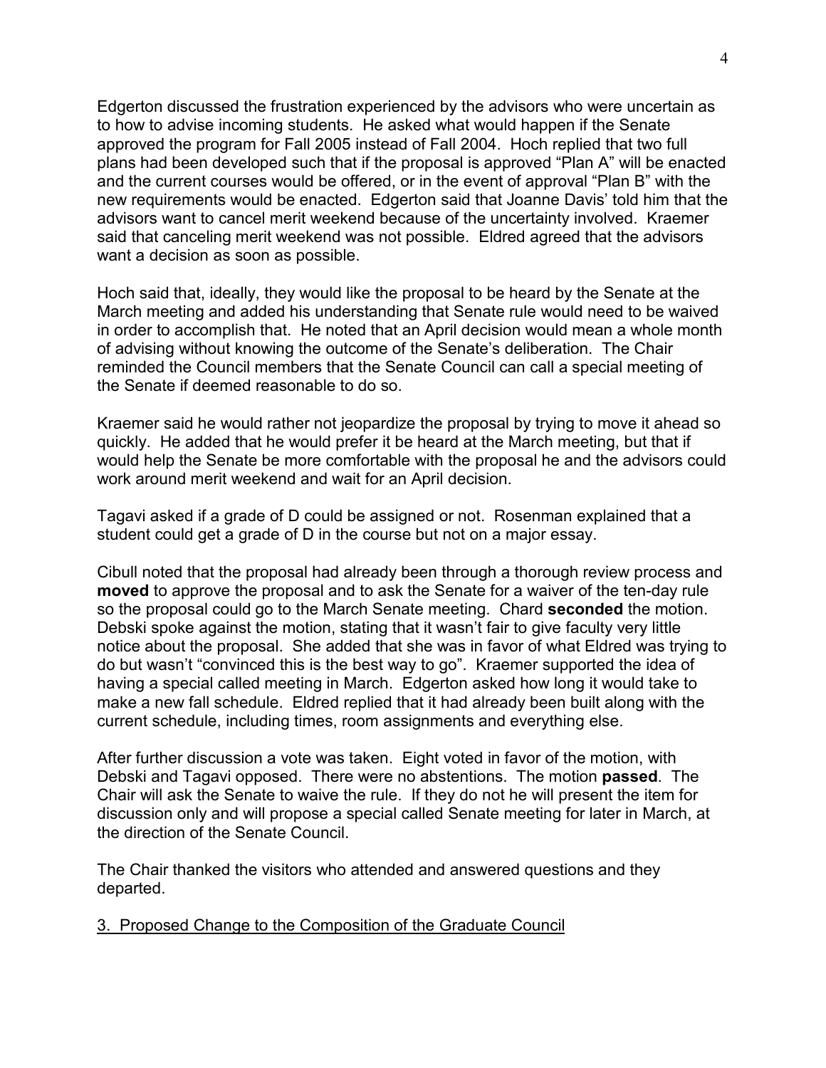Edgerton discussed the frustration experienced by the advisors who were uncertain as to how to advise incoming students. He asked what would happen if the Senate approved the program for Fall 2005 instead of Fall 2004. Hoch replied that two full plans had been developed such that if the proposal is approved "Plan A" will be enacted and the current courses would be offered, or in the event of approval "Plan B" with the new requirements would be enacted. Edgerton said that Joanne Davis' told him that the advisors want to cancel merit weekend because of the uncertainty involved. Kraemer said that canceling merit weekend was not possible. Eldred agreed that the advisors want a decision as soon as possible.

Hoch said that, ideally, they would like the proposal to be heard by the Senate at the March meeting and added his understanding that Senate rule would need to be waived in order to accomplish that. He noted that an April decision would mean a whole month of advising without knowing the outcome of the Senate's deliberation. The Chair reminded the Council members that the Senate Council can call a special meeting of the Senate if deemed reasonable to do so.

Kraemer said he would rather not jeopardize the proposal by trying to move it ahead so quickly. He added that he would prefer it be heard at the March meeting, but that if would help the Senate be more comfortable with the proposal he and the advisors could work around merit weekend and wait for an April decision.

Tagavi asked if a grade of D could be assigned or not. Rosenman explained that a student could get a grade of D in the course but not on a major essay.

Cibull noted that the proposal had already been through a thorough review process and **moved** to approve the proposal and to ask the Senate for a waiver of the ten-day rule so the proposal could go to the March Senate meeting. Chard **seconded** the motion. Debski spoke against the motion, stating that it wasn't fair to give faculty very little notice about the proposal. She added that she was in favor of what Eldred was trying to do but wasn't "convinced this is the best way to go". Kraemer supported the idea of having a special called meeting in March. Edgerton asked how long it would take to make a new fall schedule. Eldred replied that it had already been built along with the current schedule, including times, room assignments and everything else.

After further discussion a vote was taken. Eight voted in favor of the motion, with Debski and Tagavi opposed. There were no abstentions. The motion **passed**. The Chair will ask the Senate to waive the rule. If they do not he will present the item for discussion only and will propose a special called Senate meeting for later in March, at the direction of the Senate Council.

The Chair thanked the visitors who attended and answered questions and they departed.

3. Proposed Change to the Composition of the Graduate Council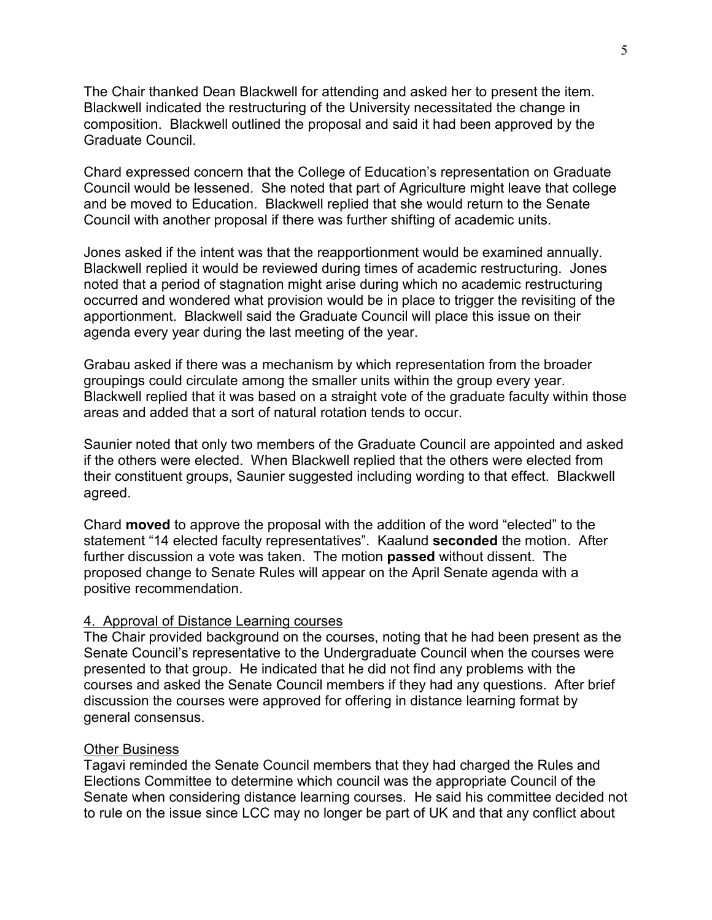The Chair thanked Dean Blackwell for attending and asked her to present the item. Blackwell indicated the restructuring of the University necessitated the change in composition. Blackwell outlined the proposal and said it had been approved by the Graduate Council.

Chard expressed concern that the College of Education's representation on Graduate Council would be lessened. She noted that part of Agriculture might leave that college and be moved to Education. Blackwell replied that she would return to the Senate Council with another proposal if there was further shifting of academic units.

Jones asked if the intent was that the reapportionment would be examined annually. Blackwell replied it would be reviewed during times of academic restructuring. Jones noted that a period of stagnation might arise during which no academic restructuring occurred and wondered what provision would be in place to trigger the revisiting of the apportionment. Blackwell said the Graduate Council will place this issue on their agenda every year during the last meeting of the year.

Grabau asked if there was a mechanism by which representation from the broader groupings could circulate among the smaller units within the group every year. Blackwell replied that it was based on a straight vote of the graduate faculty within those areas and added that a sort of natural rotation tends to occur.

Saunier noted that only two members of the Graduate Council are appointed and asked if the others were elected. When Blackwell replied that the others were elected from their constituent groups, Saunier suggested including wording to that effect. Blackwell agreed.

Chard **moved** to approve the proposal with the addition of the word "elected" to the statement "14 elected faculty representatives". Kaalund **seconded** the motion. After further discussion a vote was taken. The motion **passed** without dissent. The proposed change to Senate Rules will appear on the April Senate agenda with a positive recommendation.

4. Approval of Distance Learning courses

The Chair provided background on the courses, noting that he had been present as the Senate Council's representative to the Undergraduate Council when the courses were presented to that group. He indicated that he did not find any problems with the courses and asked the Senate Council members if they had any questions. After brief discussion the courses were approved for offering in distance learning format by general consensus.

Other Business

Tagavi reminded the Senate Council members that they had charged the Rules and Elections Committee to determine which council was the appropriate Council of the Senate when considering distance learning courses. He said his committee decided not to rule on the issue since LCC may no longer be part of UK and that any conflict about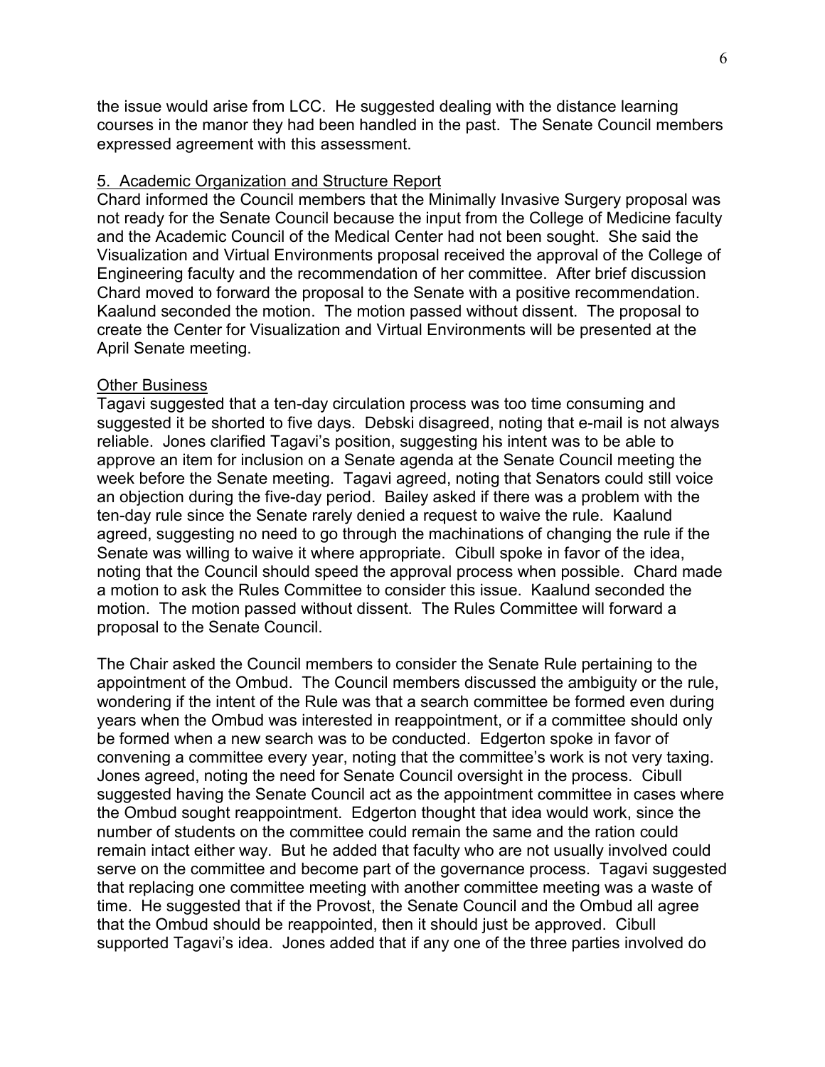the issue would arise from LCC. He suggested dealing with the distance learning courses in the manor they had been handled in the past. The Senate Council members expressed agreement with this assessment.

5. Academic Organization and Structure Report

Chard informed the Council members that the Minimally Invasive Surgery proposal was not ready for the Senate Council because the input from the College of Medicine faculty and the Academic Council of the Medical Center had not been sought. She said the Visualization and Virtual Environments proposal received the approval of the College of Engineering faculty and the recommendation of her committee. After brief discussion Chard moved to forward the proposal to the Senate with a positive recommendation. Kaalund seconded the motion. The motion passed without dissent. The proposal to create the Center for Visualization and Virtual Environments will be presented at the April Senate meeting.

Other Business

Tagavi suggested that a ten-day circulation process was too time consuming and suggested it be shorted to five days. Debski disagreed, noting that e-mail is not always reliable. Jones clarified Tagavi's position, suggesting his intent was to be able to approve an item for inclusion on a Senate agenda at the Senate Council meeting the week before the Senate meeting. Tagavi agreed, noting that Senators could still voice an objection during the five-day period. Bailey asked if there was a problem with the ten-day rule since the Senate rarely denied a request to waive the rule. Kaalund agreed, suggesting no need to go through the machinations of changing the rule if the Senate was willing to waive it where appropriate. Cibull spoke in favor of the idea, noting that the Council should speed the approval process when possible. Chard made a motion to ask the Rules Committee to consider this issue. Kaalund seconded the motion. The motion passed without dissent. The Rules Committee will forward a proposal to the Senate Council.

The Chair asked the Council members to consider the Senate Rule pertaining to the appointment of the Ombud. The Council members discussed the ambiguity or the rule, wondering if the intent of the Rule was that a search committee be formed even during years when the Ombud was interested in reappointment, or if a committee should only be formed when a new search was to be conducted. Edgerton spoke in favor of convening a committee every year, noting that the committee's work is not very taxing. Jones agreed, noting the need for Senate Council oversight in the process. Cibull suggested having the Senate Council act as the appointment committee in cases where the Ombud sought reappointment. Edgerton thought that idea would work, since the number of students on the committee could remain the same and the ration could remain intact either way. But he added that faculty who are not usually involved could serve on the committee and become part of the governance process. Tagavi suggested that replacing one committee meeting with another committee meeting was a waste of time. He suggested that if the Provost, the Senate Council and the Ombud all agree that the Ombud should be reappointed, then it should just be approved. Cibull supported Tagavi's idea. Jones added that if any one of the three parties involved do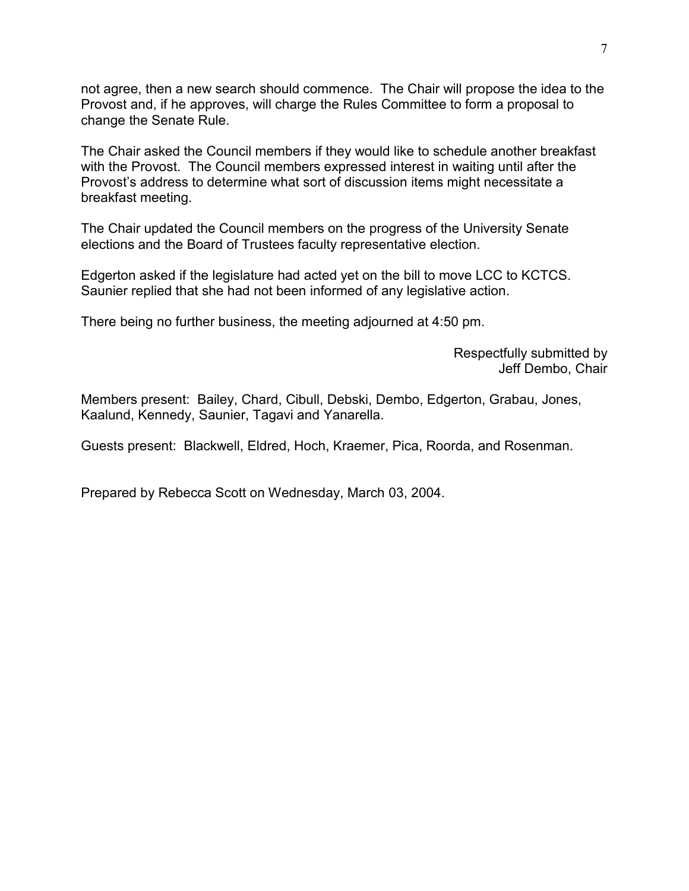not agree, then a new search should commence. The Chair will propose the idea to the Provost and, if he approves, will charge the Rules Committee to form a proposal to change the Senate Rule.

The Chair asked the Council members if they would like to schedule another breakfast with the Provost. The Council members expressed interest in waiting until after the Provost's address to determine what sort of discussion items might necessitate a breakfast meeting.

The Chair updated the Council members on the progress of the University Senate elections and the Board of Trustees faculty representative election.

Edgerton asked if the legislature had acted yet on the bill to move LCC to KCTCS. Saunier replied that she had not been informed of any legislative action.

There being no further business, the meeting adjourned at 4:50 pm.

Respectfully submitted by
Jeff Dembo, Chair

Members present: Bailey, Chard, Cibull, Debski, Dembo, Edgerton, Grabau, Jones, Kaalund, Kennedy, Saunier, Tagavi and Yanarella.

Guests present: Blackwell, Eldred, Hoch, Kraemer, Pica, Roorda, and Rosenman.

Prepared by Rebecca Scott on Wednesday, March 03, 2004.